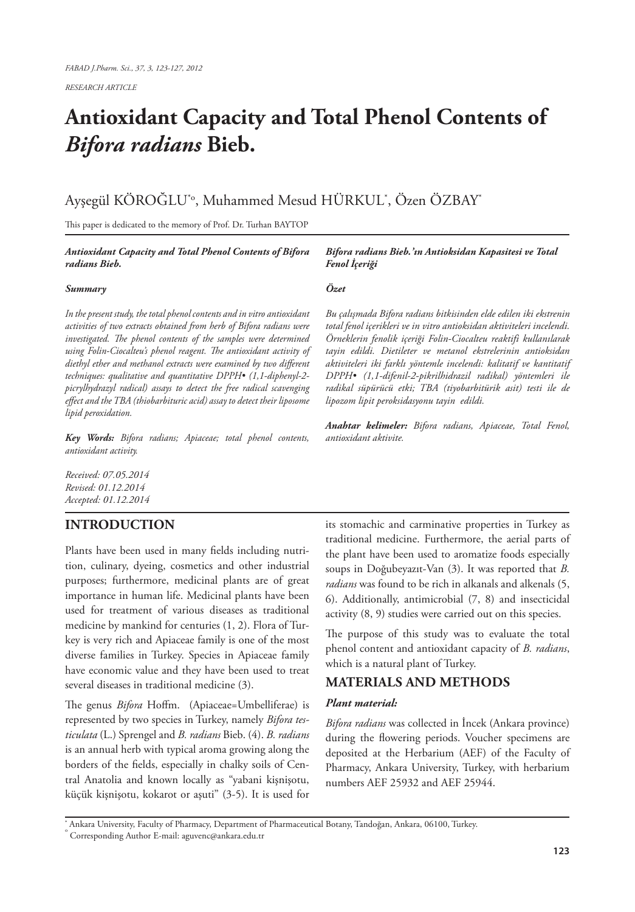*RESEARCH ARTICLE*

# Antioxidant Capacity and Total Phenol Contents of *Bifora radians* Bieb.

Ayşegül KÖROĞLU[*°], Muhammed Mesud HÜRKUL[*], Özen ÖZBAY[*]

This paper is dedicated to the memory of Prof. Dr. Turhan BAYTOP

***Antioxidant Capacity and Total Phenol Contents of Bifora radians Bieb.***

***Summary***

*In the present study, the total phenol contents and in vitro antioxidant activities of two extracts obtained from herb of Bifora radians were investigated. The phenol contents of the samples were determined using Folin-Ciocalteu's phenol reagent. The antioxidant activity of diethyl ether and methanol extracts were examined by two different techniques: qualitative and quantitative DPPH• (1,1-diphenyl-2-picrylhydrazyl radical) assays to detect the free radical scavenging effect and the TBA (thiobarbituric acid) assay to detect their liposome lipid peroxidation.*

***Key Words:*** *Bifora radians; Apiaceae; total phenol contents, antioxidant activity.*

*Received: 07.05.2014*
*Revised: 01.12.2014*
*Accepted: 01.12.2014*

***Bifora radians Bieb.'ın Antioksidan Kapasitesi ve Total Fenol İçeriği***

***Özet***

*Bu çalışmada Bifora radians bitkisinden elde edilen iki ekstrenin total fenol içerikleri ve in vitro antioksidan aktiviteleri incelendi. Örneklerin fenolik içeriği Folin-Ciocalteu reaktifi kullanılarak tayin edildi. Dietileter ve metanol ekstrelerinin antioksidan aktiviteleri iki farklı yöntemle incelendi: kalitatif ve kantitatif DPPH• (1,1-difenil-2-pikrilhidrazil radikal) yöntemleri ile radikal süpürücü etki; TBA (tiyobarbitürik asit) testi ile de lipozom lipit peroksidasyonu tayin edildi.*

***Anahtar kelimeler:*** *Bifora radians, Apiaceae, Total Fenol, antioxidant aktivite.*

## INTRODUCTION

Plants have been used in many fields including nutrition, culinary, dyeing, cosmetics and other industrial purposes; furthermore, medicinal plants are of great importance in human life. Medicinal plants have been used for treatment of various diseases as traditional medicine by mankind for centuries (1, 2). Flora of Turkey is very rich and Apiaceae family is one of the most diverse families in Turkey. Species in Apiaceae family have economic value and they have been used to treat several diseases in traditional medicine (3).

The genus *Bifora* Hoffm. (Apiaceae=Umbelliferae) is represented by two species in Turkey, namely *Bifora testiculata* (L.) Sprengel and *B. radians* Bieb. (4). *B. radians* is an annual herb with typical aroma growing along the borders of the fields, especially in chalky soils of Central Anatolia and known locally as "yabani kişnişotu, küçük kişnişotu, kokarot or aşuti" (3-5). It is used for its stomachic and carminative properties in Turkey as traditional medicine. Furthermore, the aerial parts of the plant have been used to aromatize foods especially soups in Doğubeyazıt-Van (3). It was reported that *B. radians* was found to be rich in alkanals and alkenals (5, 6). Additionally, antimicrobial (7, 8) and insecticidal activity (8, 9) studies were carried out on this species.

The purpose of this study was to evaluate the total phenol content and antioxidant capacity of *B. radians*, which is a natural plant of Turkey.

## MATERIALS AND METHODS

### *Plant material:*

*Bifora radians* was collected in İncek (Ankara province) during the flowering periods. Voucher specimens are deposited at the Herbarium (AEF) of the Faculty of Pharmacy, Ankara University, Turkey, with herbarium numbers AEF 25932 and AEF 25944.

[*] Ankara University, Faculty of Pharmacy, Department of Pharmaceutical Botany, Tandoğan, Ankara, 06100, Turkey.
[°] Corresponding Author E-mail: aguvenc@ankara.edu.tr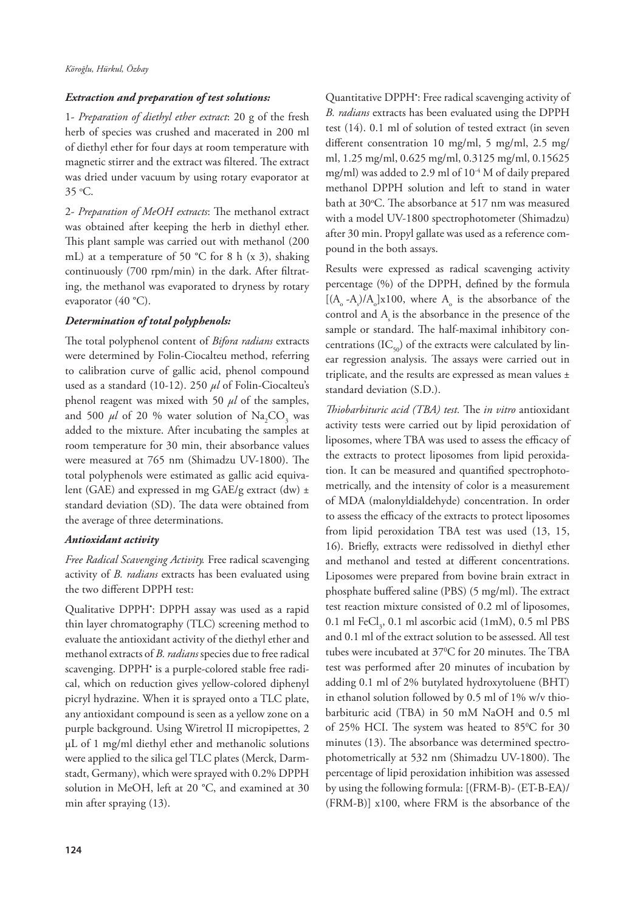### *Extraction and preparation of test solutions:*

1- *Preparation of diethyl ether extract*: 20 g of the fresh herb of species was crushed and macerated in 200 ml of diethyl ether for four days at room temperature with magnetic stirrer and the extract was filtered. The extract was dried under vacuum by using rotary evaporator at 35 °C.

2- *Preparation of MeOH extracts*: The methanol extract was obtained after keeping the herb in diethyl ether. This plant sample was carried out with methanol (200 mL) at a temperature of 50 °C for 8 h (x 3), shaking continuously (700 rpm/min) in the dark. After filtrating, the methanol was evaporated to dryness by rotary evaporator (40 °C).

### *Determination of total polyphenols:*

The total polyphenol content of *Bifora radians* extracts were determined by Folin-Ciocalteu method, referring to calibration curve of gallic acid, phenol compound used as a standard (10-12). 250 *μl* of Folin-Ciocalteu's phenol reagent was mixed with 50 *μl* of the samples, and 500 *μl* of 20 % water solution of $Na_2CO_3$ was added to the mixture. After incubating the samples at room temperature for 30 min, their absorbance values were measured at 765 nm (Shimadzu UV-1800). The total polyphenols were estimated as gallic acid equivalent (GAE) and expressed in mg GAE/g extract (dw) ± standard deviation (SD). The data were obtained from the average of three determinations.

### *Antioxidant activity*

*Free Radical Scavenging Activity.* Free radical scavenging activity of *B. radians* extracts has been evaluated using the two different DPPH test:

Qualitative DPPH•: DPPH assay was used as a rapid thin layer chromatography (TLC) screening method to evaluate the antioxidant activity of the diethyl ether and methanol extracts of *B. radians* species due to free radical scavenging. DPPH• is a purple-colored stable free radical, which on reduction gives yellow-colored diphenyl picryl hydrazine. When it is sprayed onto a TLC plate, any antioxidant compound is seen as a yellow zone on a purple background. Using Wiretrol II micropipettes, 2 μL of 1 mg/ml diethyl ether and methanolic solutions were applied to the silica gel TLC plates (Merck, Darmstadt, Germany), which were sprayed with 0.2% DPPH solution in MeOH, left at 20 °C, and examined at 30 min after spraying (13).

Quantitative DPPH•: Free radical scavenging activity of *B. radians* extracts has been evaluated using the DPPH test (14). 0.1 ml of solution of tested extract (in seven different consentration 10 mg/ml, 5 mg/ml, 2.5 mg/ml, 1.25 mg/ml, 0.625 mg/ml, 0.3125 mg/ml, 0.15625 mg/ml) was added to 2.9 ml of $10^{-4}$ M of daily prepared methanol DPPH solution and left to stand in water bath at 30°C. The absorbance at 517 nm was measured with a model UV-1800 spectrophotometer (Shimadzu) after 30 min. Propyl gallate was used as a reference compound in the both assays.

Results were expressed as radical scavenging activity percentage (%) of the DPPH, defined by the formula $[(A_o - A_s)/A_o] \times 100$, where $A_o$ is the absorbance of the control and $A_s$ is the absorbance in the presence of the sample or standard. The half-maximal inhibitory concentrations ($IC_{50}$) of the extracts were calculated by linear regression analysis. The assays were carried out in triplicate, and the results are expressed as mean values ± standard deviation (S.D.).

*Thiobarbituric acid (TBA) test.* The *in vitro* antioxidant activity tests were carried out by lipid peroxidation of liposomes, where TBA was used to assess the efficacy of the extracts to protect liposomes from lipid peroxidation. It can be measured and quantified spectrophotometrically, and the intensity of color is a measurement of MDA (malonyldialdehyde) concentration. In order to assess the efficacy of the extracts to protect liposomes from lipid peroxidation TBA test was used (13, 15, 16). Briefly, extracts were redissolved in diethyl ether and methanol and tested at different concentrations. Liposomes were prepared from bovine brain extract in phosphate buffered saline (PBS) (5 mg/ml). The extract test reaction mixture consisted of 0.2 ml of liposomes, 0.1 ml $FeCl_3$, 0.1 ml ascorbic acid (1mM), 0.5 ml PBS and 0.1 ml of the extract solution to be assessed. All test tubes were incubated at 37°C for 20 minutes. The TBA test was performed after 20 minutes of incubation by adding 0.1 ml of 2% butylated hydroxytoluene (BHT) in ethanol solution followed by 0.5 ml of 1% w/v thiobarbituric acid (TBA) in 50 mM NaOH and 0.5 ml of 25% HCI. The system was heated to 85°C for 30 minutes (13). The absorbance was determined spectrophotometrically at 532 nm (Shimadzu UV-1800). The percentage of lipid peroxidation inhibition was assessed by using the following formula: $[(FRM-B)-(ET-B-EA)/(FRM-B)] \times 100$, where FRM is the absorbance of the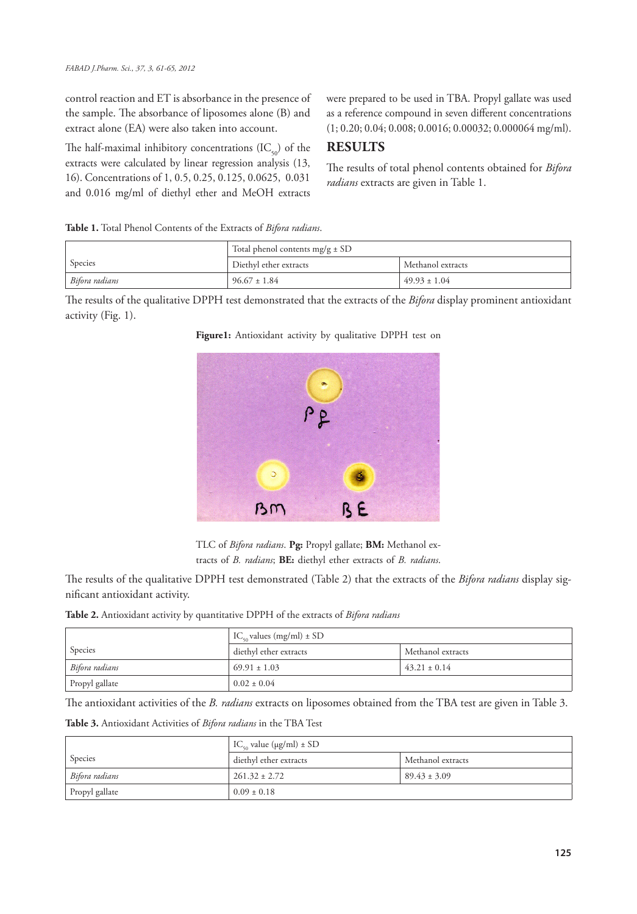control reaction and ET is absorbance in the presence of the sample. The absorbance of liposomes alone (B) and extract alone (EA) were also taken into account.

The half-maximal inhibitory concentrations ($IC_{50}$) of the extracts were calculated by linear regression analysis (13, 16). Concentrations of 1, 0.5, 0.25, 0.125, 0.0625, 0.031 and 0.016 mg/ml of diethyl ether and MeOH extracts were prepared to be used in TBA. Propyl gallate was used as a reference compound in seven different concentrations (1; 0.20; 0.04; 0.008; 0.0016; 0.00032; 0.000064 mg/ml).

## RESULTS

The results of total phenol contents obtained for *Bifora radians* extracts are given in Table 1.

**Table 1.** Total Phenol Contents of the Extracts of *Bifora radians*.

| Species | Total phenol contents mg/g ± SD | |
|---|---|---|
| | Diethyl ether extracts | Methanol extracts |
| *Bifora radians* | 96.67 ± 1.84 | 49.93 ± 1.04 |

The results of the qualitative DPPH test demonstrated that the extracts of the *Bifora* display prominent antioxidant activity (Fig. 1).

**Figure1:** Antioxidant activity by qualitative DPPH test on TLC of *Bifora radians*. **Pg:** Propyl gallate; **BM:** Methanol extracts of *B. radians*; **BE:** diethyl ether extracts of *B. radians*.

The results of the qualitative DPPH test demonstrated (Table 2) that the extracts of the *Bifora radians* display significant antioxidant activity.

**Table 2.** Antioxidant activity by quantitative DPPH of the extracts of *Bifora radians*

| Species | $IC_{50}$ values (mg/ml) ± SD | |
|---|---|---|
| | diethyl ether extracts | Methanol extracts |
| *Bifora radians* | 69.91 ± 1.03 | 43.21 ± 0.14 |
| Propyl gallate | 0.02 ± 0.04 | |

The antioxidant activities of the *B. radians* extracts on liposomes obtained from the TBA test are given in Table 3.

**Table 3.** Antioxidant Activities of *Bifora radians* in the TBA Test

| Species | $IC_{50}$ value (μg/ml) ± SD | |
|---|---|---|
| | diethyl ether extracts | Methanol extracts |
| *Bifora radians* | 261.32 ± 2.72 | 89.43 ± 3.09 |
| Propyl gallate | 0.09 ± 0.18 | |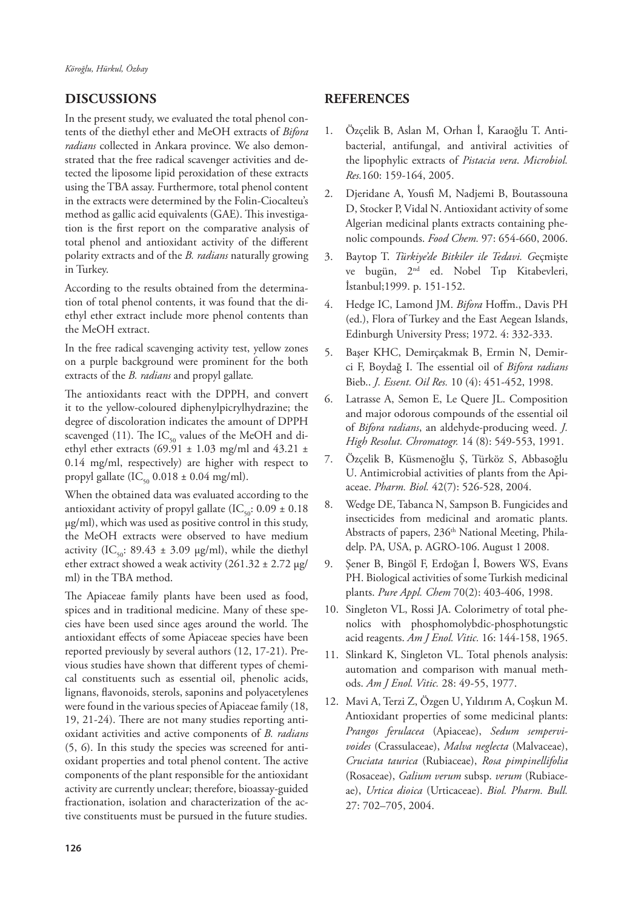## DISCUSSIONS

In the present study, we evaluated the total phenol contents of the diethyl ether and MeOH extracts of *Bifora radians* collected in Ankara province. We also demonstrated that the free radical scavenger activities and detected the liposome lipid peroxidation of these extracts using the TBA assay. Furthermore, total phenol content in the extracts were determined by the Folin-Ciocalteu's method as gallic acid equivalents (GAE). This investigation is the first report on the comparative analysis of total phenol and antioxidant activity of the different polarity extracts and of the *B. radians* naturally growing in Turkey.

According to the results obtained from the determination of total phenol contents, it was found that the diethyl ether extract include more phenol contents than the MeOH extract.

In the free radical scavenging activity test, yellow zones on a purple background were prominent for the both extracts of the *B. radians* and propyl gallate.

The antioxidants react with the DPPH, and convert it to the yellow-coloured diphenylpicrylhydrazine; the degree of discoloration indicates the amount of DPPH scavenged (11). The $IC_{50}$ values of the MeOH and diethyl ether extracts (69.91 ± 1.03 mg/ml and 43.21 ± 0.14 mg/ml, respectively) are higher with respect to propyl gallate ($IC_{50}$ 0.018 ± 0.04 mg/ml).

When the obtained data was evaluated according to the antioxidant activity of propyl gallate ($IC_{50}$: 0.09 ± 0.18 µg/ml), which was used as positive control in this study, the MeOH extracts were observed to have medium activity ($IC_{50}$: 89.43 ± 3.09 µg/ml), while the diethyl ether extract showed a weak activity (261.32 ± 2.72 µg/ml) in the TBA method.

The Apiaceae family plants have been used as food, spices and in traditional medicine. Many of these species have been used since ages around the world. The antioxidant effects of some Apiaceae species have been reported previously by several authors (12, 17-21). Previous studies have shown that different types of chemical constituents such as essential oil, phenolic acids, lignans, flavonoids, sterols, saponins and polyacetylenes were found in the various species of Apiaceae family (18, 19, 21-24). There are not many studies reporting antioxidant activities and active components of *B. radians* (5, 6). In this study the species was screened for antioxidant properties and total phenol content. The active components of the plant responsible for the antioxidant activity are currently unclear; therefore, bioassay-guided fractionation, isolation and characterization of the active constituents must be pursued in the future studies.

## REFERENCES

1. Özçelik B, Aslan M, Orhan İ, Karaoğlu T. Antibacterial, antifungal, and antiviral activities of the lipophylic extracts of *Pistacia vera*. *Microbiol. Res.* 160: 159-164, 2005.
2. Djeridane A, Yousfi M, Nadjemi B, Boutassouna D, Stocker P, Vidal N. Antioxidant activity of some Algerian medicinal plants extracts containing phenolic compounds. *Food Chem.* 97: 654-660, 2006.
3. Baytop T. *Türkiye'de Bitkiler ile Tedavi. G*eçmişte ve bugün, 2nd ed. Nobel Tıp Kitabevleri, İstanbul;1999. p. 151-152.
4. Hedge IC, Lamond JM. *Bifora* Hoffm., Davis PH (ed.), Flora of Turkey and the East Aegean Islands, Edinburgh University Press; 1972. 4: 332-333.
5. Başer KHC, Demirçakmak B, Ermin N, Demirci F, Boydağ I. The essential oil of *Bifora radians* Bieb.. *J. Essent. Oil Res.* 10 (4): 451-452, 1998.
6. Latrasse A, Semon E, Le Quere JL. Composition and major odorous compounds of the essential oil of *Bifora radians*, an aldehyde-producing weed. *J. High Resolut. Chromatogr.* 14 (8): 549-553, 1991.
7. Özçelik B, Küsmenoğlu Ş, Türköz S, Abbasoğlu U. Antimicrobial activities of plants from the Apiaceae. *Pharm. Biol.* 42(7): 526-528, 2004.
8. Wedge DE, Tabanca N, Sampson B. Fungicides and insecticides from medicinal and aromatic plants. Abstracts of papers, 236th National Meeting, Philadelp. PA, USA, p. AGRO-106. August 1 2008.
9. Şener B, Bingöl F, Erdoğan İ, Bowers WS, Evans PH. Biological activities of some Turkish medicinal plants. *Pure Appl. Chem* 70(2): 403-406, 1998.
10. Singleton VL, Rossi JA. Colorimetry of total phenolics with phosphomolybdic-phosphotungstic acid reagents. *Am J Enol. Vitic.* 16: 144-158, 1965.
11. Slinkard K, Singleton VL. Total phenols analysis: automation and comparison with manual methods. *Am J Enol. Vitic.* 28: 49-55, 1977.
12. Mavi A, Terzi Z, Özgen U, Yıldırım A, Coşkun M. Antioxidant properties of some medicinal plants: *Prangos ferulacea* (Apiaceae), *Sedum sempervivoides* (Crassulaceae), *Malva neglecta* (Malvaceae), *Cruciata taurica* (Rubiaceae), *Rosa pimpinellifolia* (Rosaceae), *Galium verum* subsp. *verum* (Rubiaceae), *Urtica dioica* (Urticaceae). *Biol. Pharm. Bull.* 27: 702–705, 2004.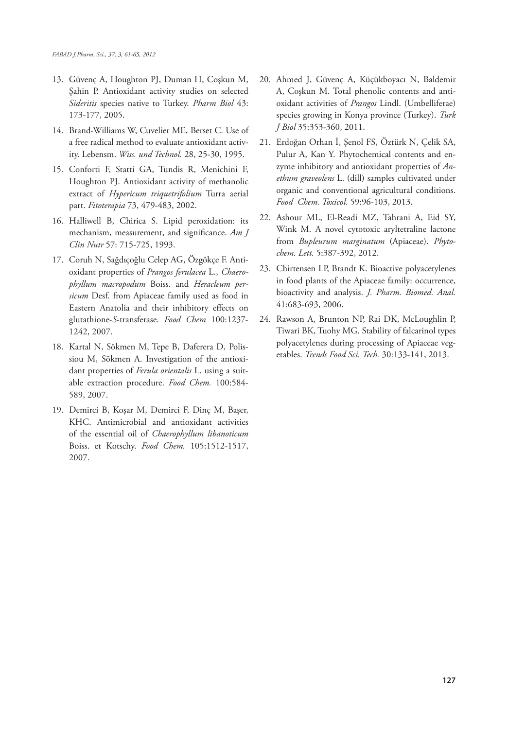13. Güvenç A, Houghton PJ, Duman H, Coşkun M, Şahin P. Antioxidant activity studies on selected *Sideritis* species native to Turkey. *Pharm Biol* 43: 173-177, 2005.

14. Brand-Williams W, Cuvelier ME, Berset C. Use of a free radical method to evaluate antioxidant activity. Lebensm. *Wiss. und Technol.* 28, 25-30, 1995.

15. Conforti F, Statti GA, Tundis R, Menichini F, Houghton PJ. Antioxidant activity of methanolic extract of *Hypericum triquetrifolium* Turra aerial part. *Fitoterapia* 73, 479-483, 2002.

16. Halliwell B, Chirica S. Lipid peroxidation: its mechanism, measurement, and significance. *Am J Clin Nutr* 57: 715-725, 1993.

17. Coruh N, Sağdıçoğlu Celep AG, Özgökçe F. Antioxidant properties of *Prangos ferulacea* L., *Chaerophyllum macropodum* Boiss. and *Heracleum persicum* Desf. from Apiaceae family used as food in Eastern Anatolia and their inhibitory effects on glutathione-*S*-transferase. *Food Chem* 100:1237-1242, 2007.

18. Kartal N, Sökmen M, Tepe B, Daferera D, Polissiou M, Sökmen A. Investigation of the antioxidant properties of *Ferula orientalis* L. using a suitable extraction procedure. *Food Chem.* 100:584-589, 2007.

19. Demirci B, Koşar M, Demirci F, Dinç M, Başer, KHC. Antimicrobial and antioxidant activities of the essential oil of *Chaerophyllum libanoticum* Boiss. et Kotschy. *Food Chem.* 105:1512-1517, 2007.

20. Ahmed J, Güvenç A, Küçükboyacı N, Baldemir A, Coşkun M. Total phenolic contents and antioxidant activities of *Prangos* Lindl. (Umbelliferae) species growing in Konya province (Turkey). *Turk J Biol* 35:353-360, 2011.

21. Erdoğan Orhan İ, Şenol FS, Öztürk N, Çelik SA, Pulur A, Kan Y. Phytochemical contents and enzyme inhibitory and antioxidant properties of *Anethum graveolens* L. (dill) samples cultivated under organic and conventional agricultural conditions. *Food Chem. Toxicol.* 59:96-103, 2013.

22. Ashour ML, El-Readi MZ, Tahrani A, Eid SY, Wink M. A novel cytotoxic aryltetraline lactone from *Bupleurum marginatum* (Apiaceae). *Phytochem. Lett.* 5:387-392, 2012.

23. Chirtensen LP, Brandt K. Bioactive polyacetylenes in food plants of the Apiaceae family: occurrence, bioactivity and analysis. *J. Pharm. Biomed. Anal.* 41:683-693, 2006.

24. Rawson A, Brunton NP, Rai DK, McLoughlin P, Tiwari BK, Tuohy MG. Stability of falcarinol types polyacetylenes during processing of Apiaceae vegetables. *Trends Food Sci. Tech.* 30:133-141, 2013.